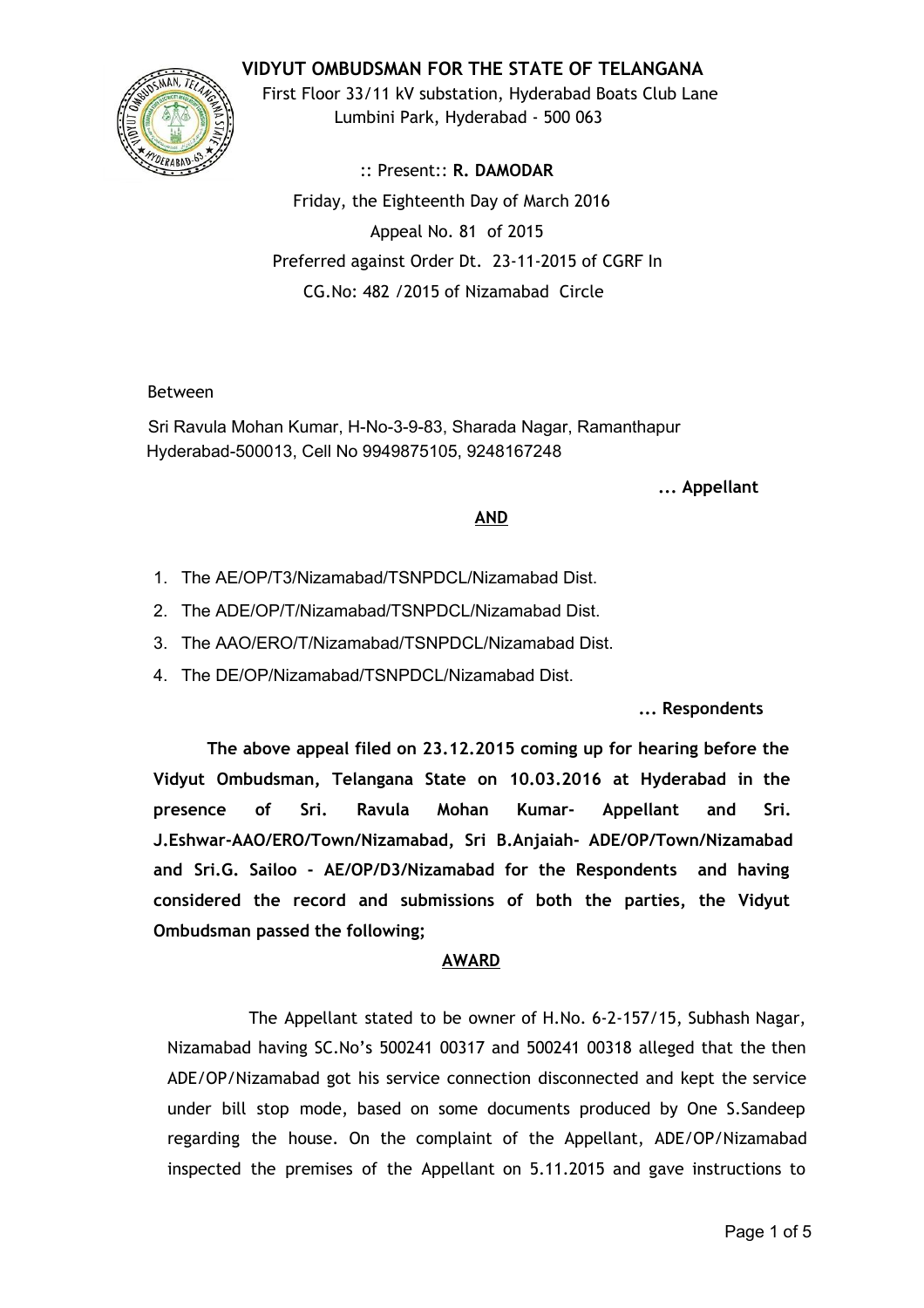# VIDYUT OMBUDSMAN FOR THE STATE OF TELANGANA

First Floor 33/11 kV substation, Hyderabad Boats Club Lane
Lumbini Park, Hyderabad - 500 063

:: Present:: **R. DAMODAR**

Friday, the Eighteenth Day of March 2016

Appeal No. 81 of 2015

Preferred against Order Dt. 23-11-2015 of CGRF In
CG.No: 482 /2015 of Nizamabad Circle

Between

Sri Ravula Mohan Kumar, H-No-3-9-83, Sharada Nagar, Ramanthapur
Hyderabad-500013, Cell No 9949875105, 9248167248

**... Appellant**

**AND**

1. The AE/OP/T3/Nizamabad/TSNPDCL/Nizamabad Dist.
2. The ADE/OP/T/Nizamabad/TSNPDCL/Nizamabad Dist.
3. The AAO/ERO/T/Nizamabad/TSNPDCL/Nizamabad Dist.
4. The DE/OP/Nizamabad/TSNPDCL/Nizamabad Dist.

**... Respondents**

**The above appeal filed on 23.12.2015 coming up for hearing before the Vidyut Ombudsman, Telangana State on 10.03.2016 at Hyderabad in the presence of Sri. Ravula Mohan Kumar- Appellant and Sri. J.Eshwar-AAO/ERO/Town/Nizamabad, Sri B.Anjaiah- ADE/OP/Town/Nizamabad and Sri.G. Sailoo - AE/OP/D3/Nizamabad for the Respondents and having considered the record and submissions of both the parties, the Vidyut Ombudsman passed the following;**

**AWARD**

The Appellant stated to be owner of H.No. 6-2-157/15, Subhash Nagar, Nizamabad having SC.No's 500241 00317 and 500241 00318 alleged that the then ADE/OP/Nizamabad got his service connection disconnected and kept the service under bill stop mode, based on some documents produced by One S.Sandeep regarding the house. On the complaint of the Appellant, ADE/OP/Nizamabad inspected the premises of the Appellant on 5.11.2015 and gave instructions to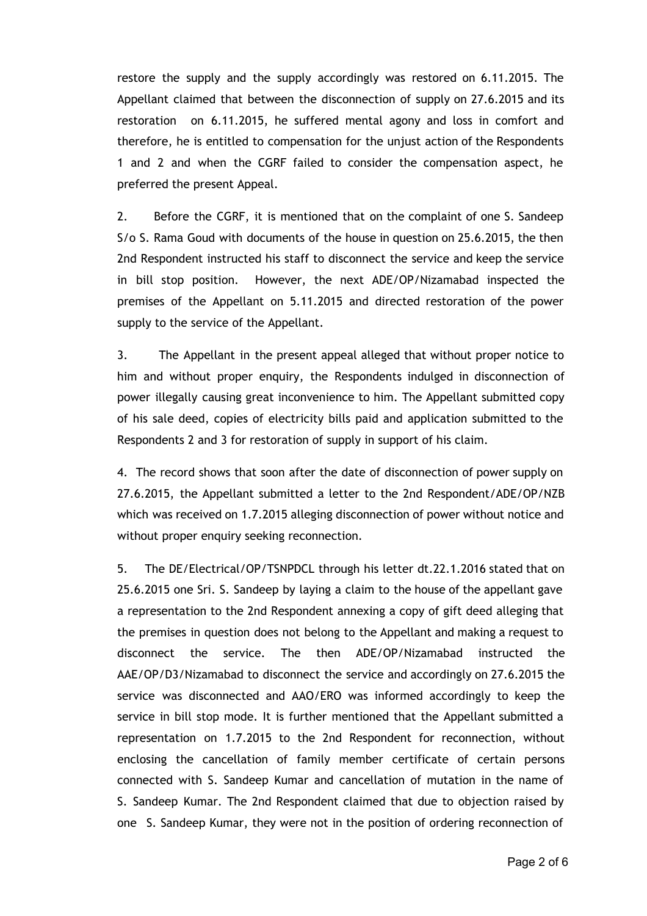restore the supply and the supply accordingly was restored on 6.11.2015. The Appellant claimed that between the disconnection of supply on 27.6.2015 and its restoration on 6.11.2015, he suffered mental agony and loss in comfort and therefore, he is entitled to compensation for the unjust action of the Respondents 1 and 2 and when the CGRF failed to consider the compensation aspect, he preferred the present Appeal.

2. Before the CGRF, it is mentioned that on the complaint of one S. Sandeep S/o S. Rama Goud with documents of the house in question on 25.6.2015, the then 2nd Respondent instructed his staff to disconnect the service and keep the service in bill stop position. However, the next ADE/OP/Nizamabad inspected the premises of the Appellant on 5.11.2015 and directed restoration of the power supply to the service of the Appellant.

3. The Appellant in the present appeal alleged that without proper notice to him and without proper enquiry, the Respondents indulged in disconnection of power illegally causing great inconvenience to him. The Appellant submitted copy of his sale deed, copies of electricity bills paid and application submitted to the Respondents 2 and 3 for restoration of supply in support of his claim.

4. The record shows that soon after the date of disconnection of power supply on 27.6.2015, the Appellant submitted a letter to the 2nd Respondent/ADE/OP/NZB which was received on 1.7.2015 alleging disconnection of power without notice and without proper enquiry seeking reconnection.

5. The DE/Electrical/OP/TSNPDCL through his letter dt.22.1.2016 stated that on 25.6.2015 one Sri. S. Sandeep by laying a claim to the house of the appellant gave a representation to the 2nd Respondent annexing a copy of gift deed alleging that the premises in question does not belong to the Appellant and making a request to disconnect the service. The then ADE/OP/Nizamabad instructed the AAE/OP/D3/Nizamabad to disconnect the service and accordingly on 27.6.2015 the service was disconnected and AAO/ERO was informed accordingly to keep the service in bill stop mode. It is further mentioned that the Appellant submitted a representation on 1.7.2015 to the 2nd Respondent for reconnection, without enclosing the cancellation of family member certificate of certain persons connected with S. Sandeep Kumar and cancellation of mutation in the name of S. Sandeep Kumar. The 2nd Respondent claimed that due to objection raised by one S. Sandeep Kumar, they were not in the position of ordering reconnection of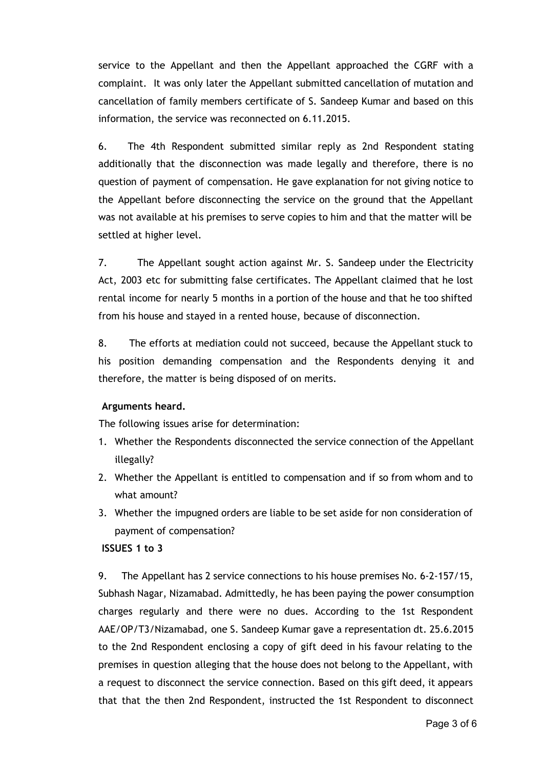service to the Appellant and then the Appellant approached the CGRF with a complaint. It was only later the Appellant submitted cancellation of mutation and cancellation of family members certificate of S. Sandeep Kumar and based on this information, the service was reconnected on 6.11.2015.

6. The 4th Respondent submitted similar reply as 2nd Respondent stating additionally that the disconnection was made legally and therefore, there is no question of payment of compensation. He gave explanation for not giving notice to the Appellant before disconnecting the service on the ground that the Appellant was not available at his premises to serve copies to him and that the matter will be settled at higher level.

7. The Appellant sought action against Mr. S. Sandeep under the Electricity Act, 2003 etc for submitting false certificates. The Appellant claimed that he lost rental income for nearly 5 months in a portion of the house and that he too shifted from his house and stayed in a rented house, because of disconnection.

8. The efforts at mediation could not succeed, because the Appellant stuck to his position demanding compensation and the Respondents denying it and therefore, the matter is being disposed of on merits.

**Arguments heard.**

The following issues arise for determination:

1. Whether the Respondents disconnected the service connection of the Appellant illegally?
2. Whether the Appellant is entitled to compensation and if so from whom and to what amount?
3. Whether the impugned orders are liable to be set aside for non consideration of payment of compensation?

**ISSUES 1 to 3**

9. The Appellant has 2 service connections to his house premises No. 6-2-157/15, Subhash Nagar, Nizamabad. Admittedly, he has been paying the power consumption charges regularly and there were no dues. According to the 1st Respondent AAE/OP/T3/Nizamabad, one S. Sandeep Kumar gave a representation dt. 25.6.2015 to the 2nd Respondent enclosing a copy of gift deed in his favour relating to the premises in question alleging that the house does not belong to the Appellant, with a request to disconnect the service connection. Based on this gift deed, it appears that that the then 2nd Respondent, instructed the 1st Respondent to disconnect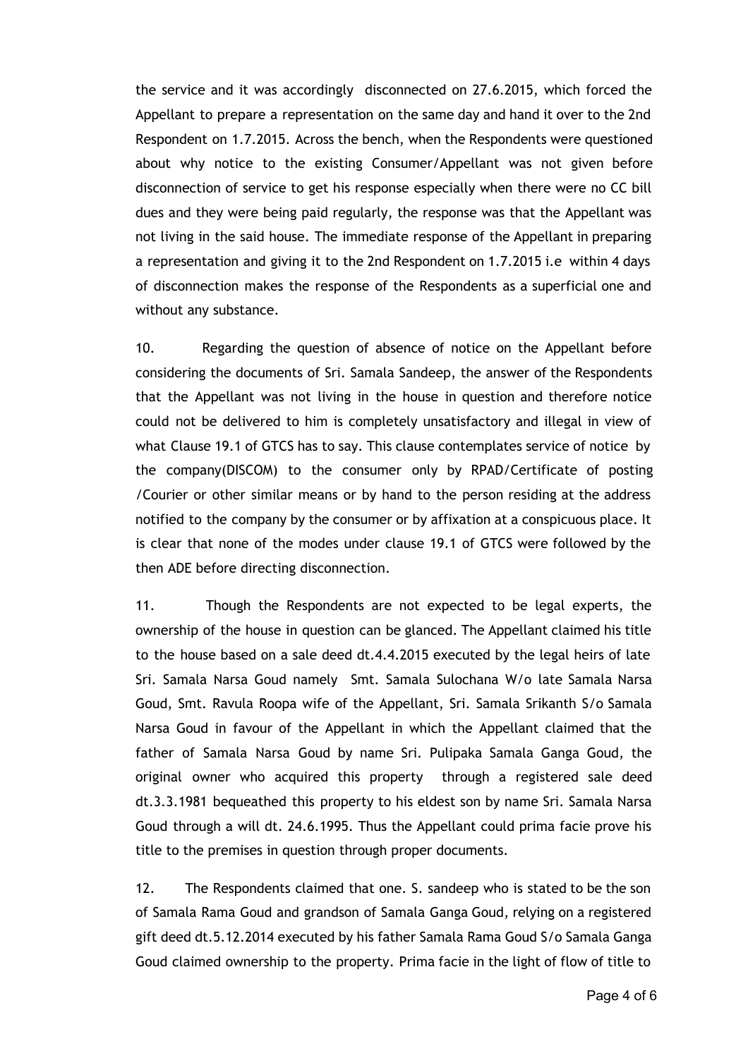the service and it was accordingly disconnected on 27.6.2015, which forced the Appellant to prepare a representation on the same day and hand it over to the 2nd Respondent on 1.7.2015. Across the bench, when the Respondents were questioned about why notice to the existing Consumer/Appellant was not given before disconnection of service to get his response especially when there were no CC bill dues and they were being paid regularly, the response was that the Appellant was not living in the said house. The immediate response of the Appellant in preparing a representation and giving it to the 2nd Respondent on 1.7.2015 i.e within 4 days of disconnection makes the response of the Respondents as a superficial one and without any substance.

10. Regarding the question of absence of notice on the Appellant before considering the documents of Sri. Samala Sandeep, the answer of the Respondents that the Appellant was not living in the house in question and therefore notice could not be delivered to him is completely unsatisfactory and illegal in view of what Clause 19.1 of GTCS has to say. This clause contemplates service of notice by the company(DISCOM) to the consumer only by RPAD/Certificate of posting /Courier or other similar means or by hand to the person residing at the address notified to the company by the consumer or by affixation at a conspicuous place. It is clear that none of the modes under clause 19.1 of GTCS were followed by the then ADE before directing disconnection.

11. Though the Respondents are not expected to be legal experts, the ownership of the house in question can be glanced. The Appellant claimed his title to the house based on a sale deed dt.4.4.2015 executed by the legal heirs of late Sri. Samala Narsa Goud namely Smt. Samala Sulochana W/o late Samala Narsa Goud, Smt. Ravula Roopa wife of the Appellant, Sri. Samala Srikanth S/o Samala Narsa Goud in favour of the Appellant in which the Appellant claimed that the father of Samala Narsa Goud by name Sri. Pulipaka Samala Ganga Goud, the original owner who acquired this property through a registered sale deed dt.3.3.1981 bequeathed this property to his eldest son by name Sri. Samala Narsa Goud through a will dt. 24.6.1995. Thus the Appellant could prima facie prove his title to the premises in question through proper documents.

12. The Respondents claimed that one. S. sandeep who is stated to be the son of Samala Rama Goud and grandson of Samala Ganga Goud, relying on a registered gift deed dt.5.12.2014 executed by his father Samala Rama Goud S/o Samala Ganga Goud claimed ownership to the property. Prima facie in the light of flow of title to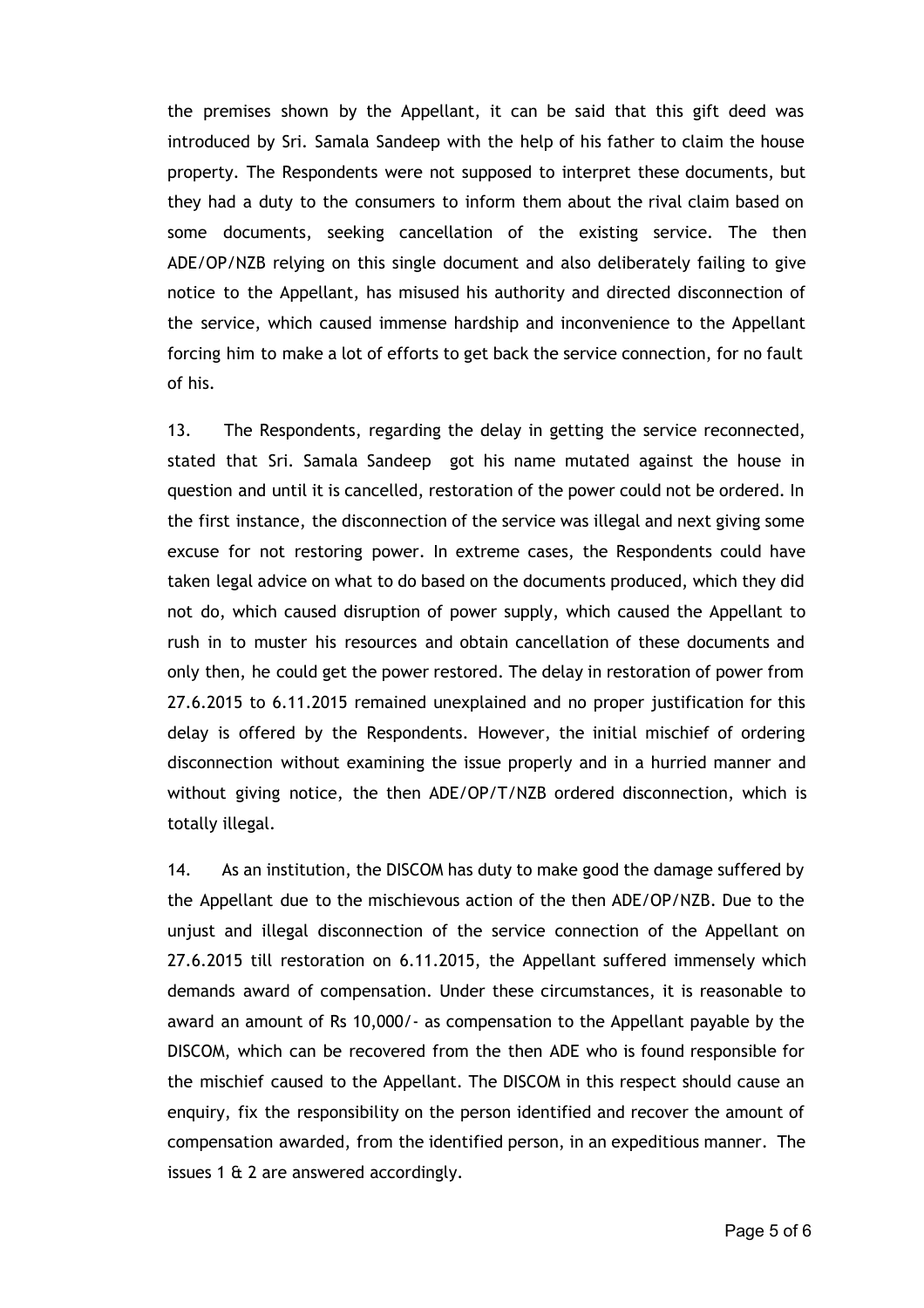the premises shown by the Appellant, it can be said that this gift deed was introduced by Sri. Samala Sandeep with the help of his father to claim the house property. The Respondents were not supposed to interpret these documents, but they had a duty to the consumers to inform them about the rival claim based on some documents, seeking cancellation of the existing service. The then ADE/OP/NZB relying on this single document and also deliberately failing to give notice to the Appellant, has misused his authority and directed disconnection of the service, which caused immense hardship and inconvenience to the Appellant forcing him to make a lot of efforts to get back the service connection, for no fault of his.

13. The Respondents, regarding the delay in getting the service reconnected, stated that Sri. Samala Sandeep got his name mutated against the house in question and until it is cancelled, restoration of the power could not be ordered. In the first instance, the disconnection of the service was illegal and next giving some excuse for not restoring power. In extreme cases, the Respondents could have taken legal advice on what to do based on the documents produced, which they did not do, which caused disruption of power supply, which caused the Appellant to rush in to muster his resources and obtain cancellation of these documents and only then, he could get the power restored. The delay in restoration of power from 27.6.2015 to 6.11.2015 remained unexplained and no proper justification for this delay is offered by the Respondents. However, the initial mischief of ordering disconnection without examining the issue properly and in a hurried manner and without giving notice, the then ADE/OP/T/NZB ordered disconnection, which is totally illegal.

14. As an institution, the DISCOM has duty to make good the damage suffered by the Appellant due to the mischievous action of the then ADE/OP/NZB. Due to the unjust and illegal disconnection of the service connection of the Appellant on 27.6.2015 till restoration on 6.11.2015, the Appellant suffered immensely which demands award of compensation. Under these circumstances, it is reasonable to award an amount of Rs 10,000/- as compensation to the Appellant payable by the DISCOM, which can be recovered from the then ADE who is found responsible for the mischief caused to the Appellant. The DISCOM in this respect should cause an enquiry, fix the responsibility on the person identified and recover the amount of compensation awarded, from the identified person, in an expeditious manner. The issues 1 & 2 are answered accordingly.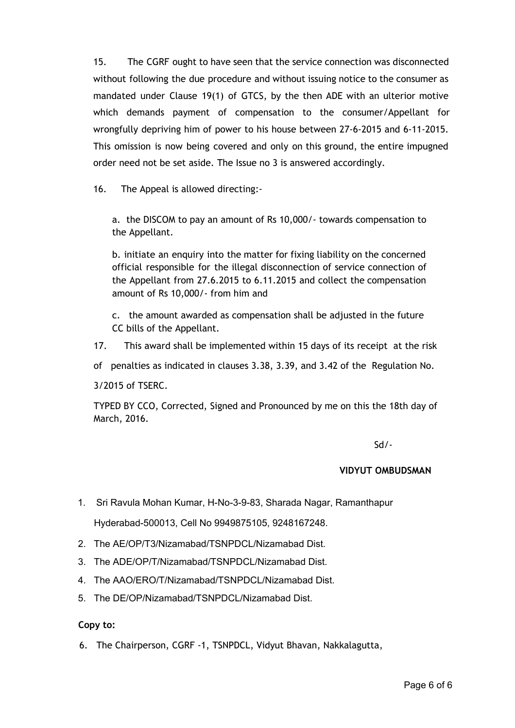15. The CGRF ought to have seen that the service connection was disconnected without following the due procedure and without issuing notice to the consumer as mandated under Clause 19(1) of GTCS, by the then ADE with an ulterior motive which demands payment of compensation to the consumer/Appellant for wrongfully depriving him of power to his house between 27-6-2015 and 6-11-2015. This omission is now being covered and only on this ground, the entire impugned order need not be set aside. The Issue no 3 is answered accordingly.

16. The Appeal is allowed directing:-

a. the DISCOM to pay an amount of Rs 10,000/- towards compensation to the Appellant.

b. initiate an enquiry into the matter for fixing liability on the concerned official responsible for the illegal disconnection of service connection of the Appellant from 27.6.2015 to 6.11.2015 and collect the compensation amount of Rs 10,000/- from him and

c. the amount awarded as compensation shall be adjusted in the future CC bills of the Appellant.

17. This award shall be implemented within 15 days of its receipt at the risk of penalties as indicated in clauses 3.38, 3.39, and 3.42 of the Regulation No. 3/2015 of TSERC.

TYPED BY CCO, Corrected, Signed and Pronounced by me on this the 18th day of March, 2016.

Sd/-

**VIDYUT OMBUDSMAN**

1. Sri Ravula Mohan Kumar, H-No-3-9-83, Sharada Nagar, Ramanthapur Hyderabad-500013, Cell No 9949875105, 9248167248.
2. The AE/OP/T3/Nizamabad/TSNPDCL/Nizamabad Dist.
3. The ADE/OP/T/Nizamabad/TSNPDCL/Nizamabad Dist.
4. The AAO/ERO/T/Nizamabad/TSNPDCL/Nizamabad Dist.
5. The DE/OP/Nizamabad/TSNPDCL/Nizamabad Dist.

**Copy to:**

6. The Chairperson, CGRF -1, TSNPDCL, Vidyut Bhavan, Nakkalagutta,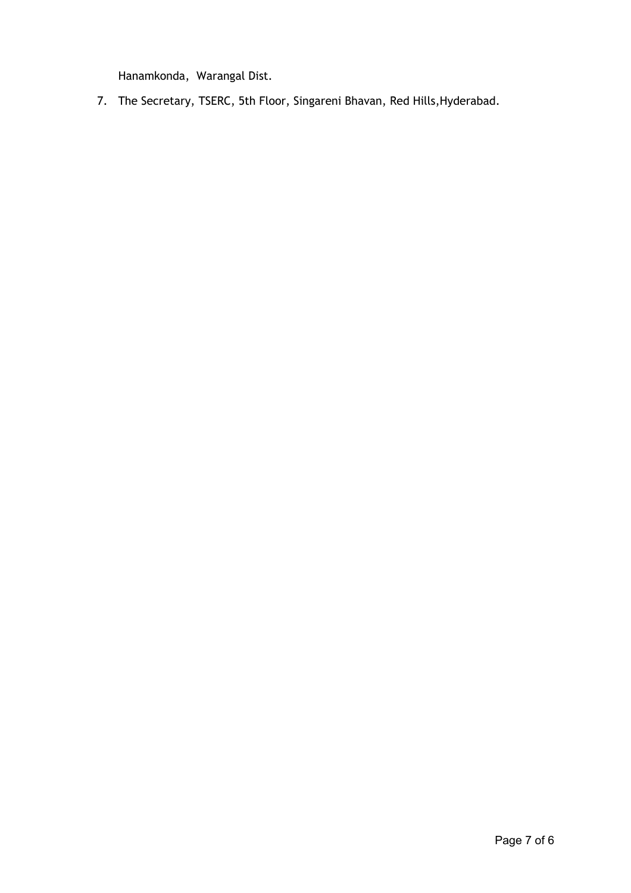Hanamkonda, Warangal Dist.

7. The Secretary, TSERC, 5th Floor, Singareni Bhavan, Red Hills,Hyderabad.